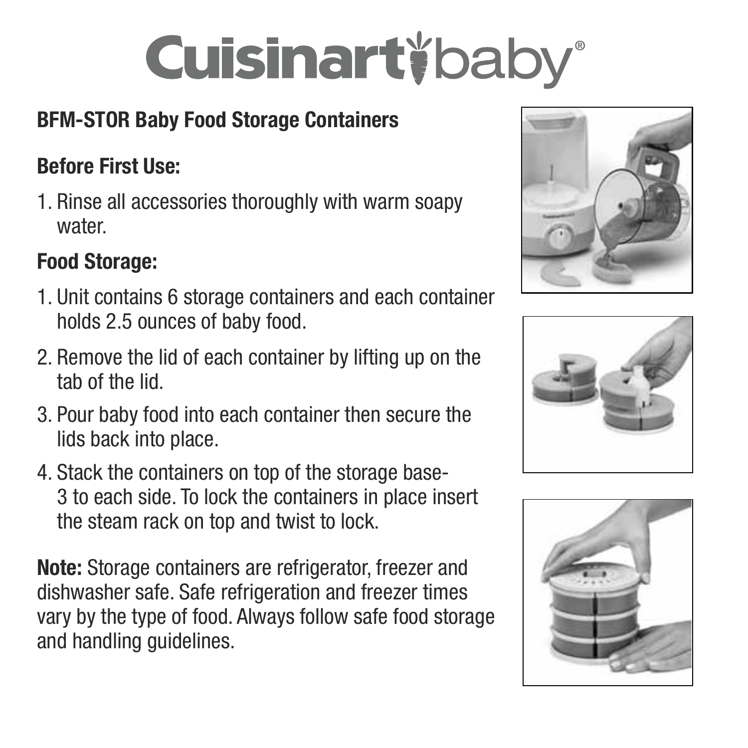# Cuisinart baby®

## BFM-STOR Baby Food Storage Containers

### Before First Use:

1. Rinse all accessories thoroughly with warm soapy water.

### Food Storage:

1. Unit contains 6 storage containers and each container holds 2.5 ounces of baby food.
2. Remove the lid of each container by lifting up on the tab of the lid.
3. Pour baby food into each container then secure the lids back into place.
4. Stack the containers on top of the storage base- 3 to each side. To lock the containers in place insert the steam rack on top and twist to lock.

**Note:** Storage containers are refrigerator, freezer and dishwasher safe. Safe refrigeration and freezer times vary by the type of food. Always follow safe food storage and handling guidelines.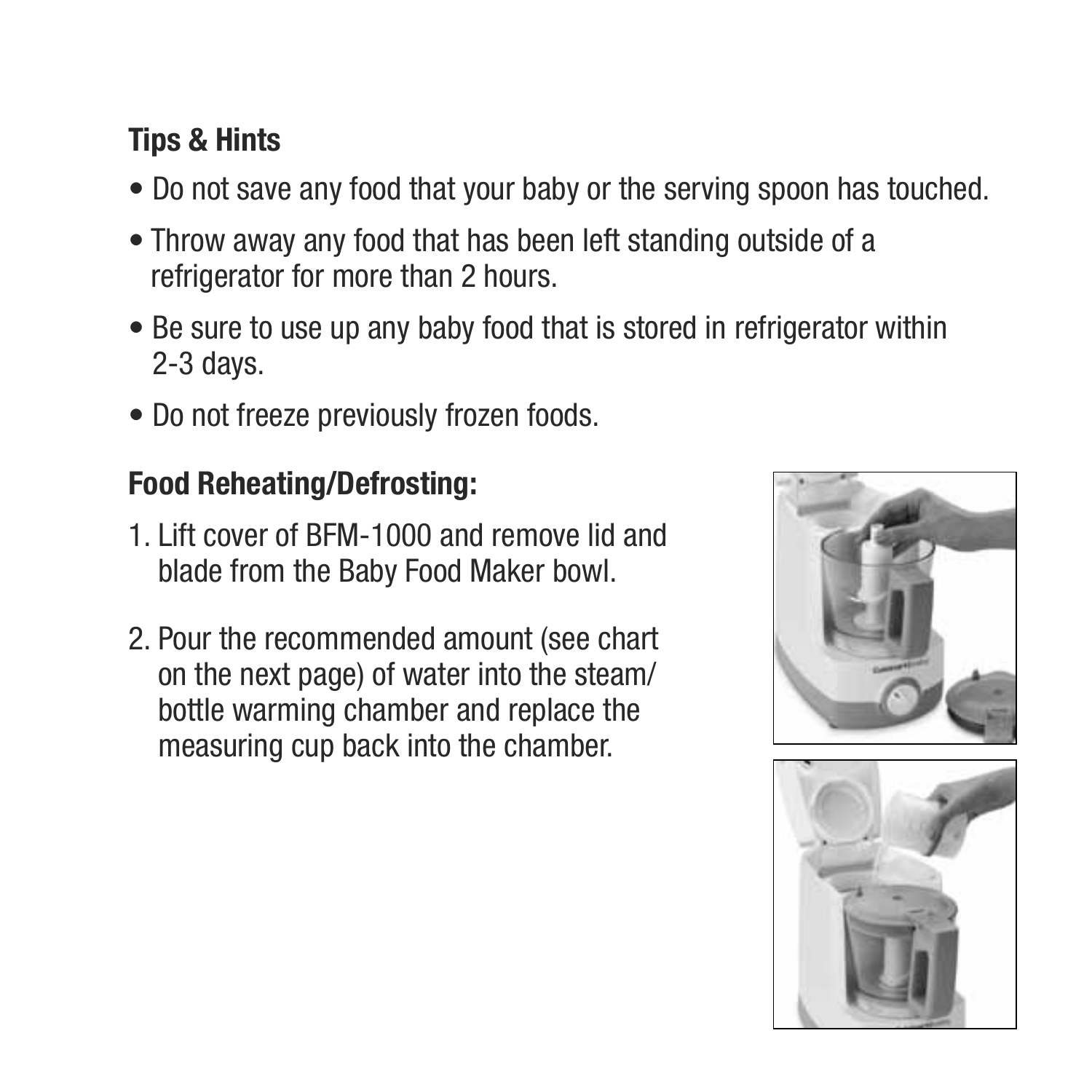### Tips & Hints

- Do not save any food that your baby or the serving spoon has touched.
- Throw away any food that has been left standing outside of a refrigerator for more than 2 hours.
- Be sure to use up any baby food that is stored in refrigerator within 2-3 days.
- Do not freeze previously frozen foods.

### Food Reheating/Defrosting:

1. Lift cover of BFM-1000 and remove lid and blade from the Baby Food Maker bowl.
2. Pour the recommended amount (see chart on the next page) of water into the steam/ bottle warming chamber and replace the measuring cup back into the chamber.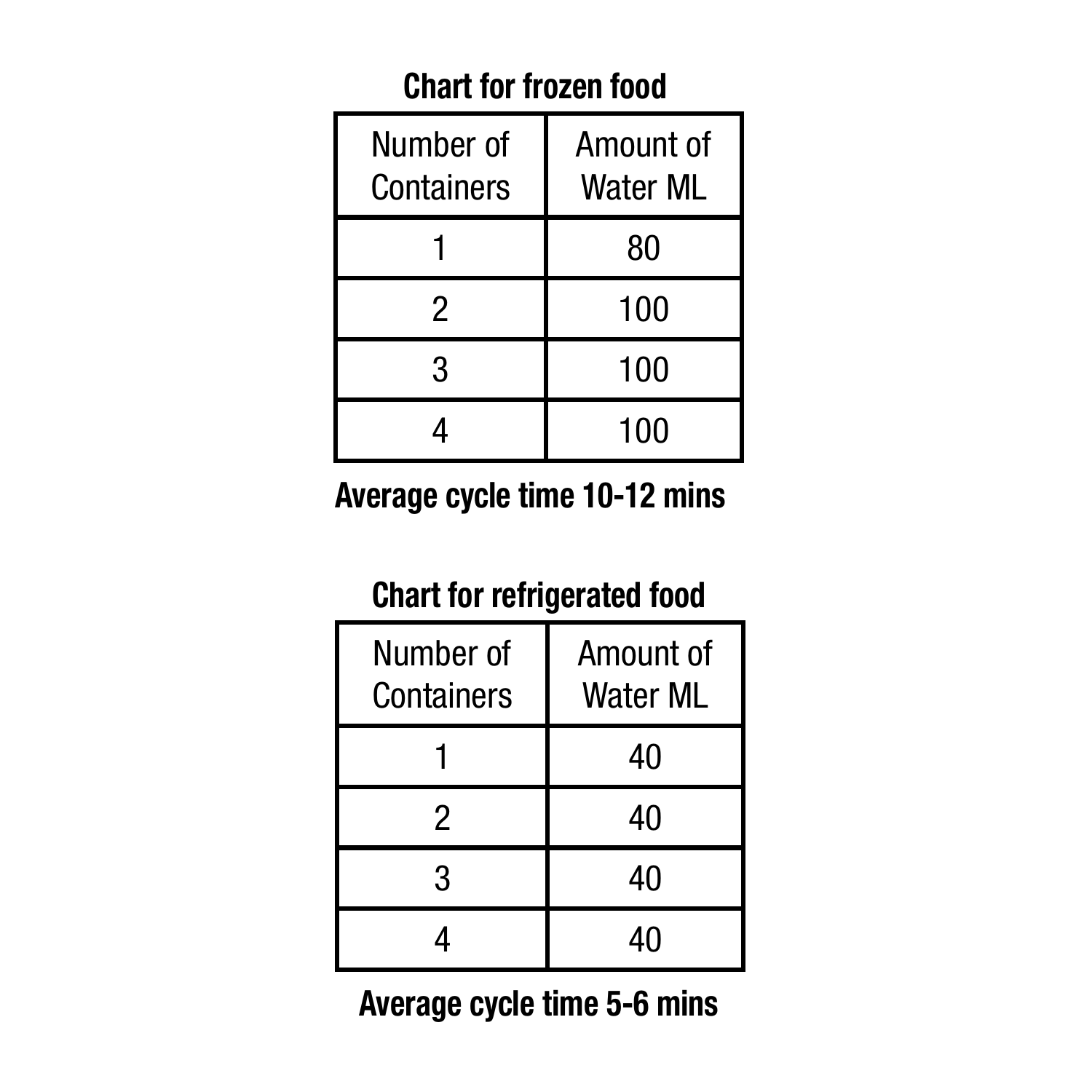**Chart for frozen food**

| Number of Containers | Amount of Water ML |
| --- | --- |
| 1 | 80 |
| 2 | 100 |
| 3 | 100 |
| 4 | 100 |

**Average cycle time 10-12 mins**

**Chart for refrigerated food**

| Number of Containers | Amount of Water ML |
| --- | --- |
| 1 | 40 |
| 2 | 40 |
| 3 | 40 |
| 4 | 40 |

**Average cycle time 5-6 mins**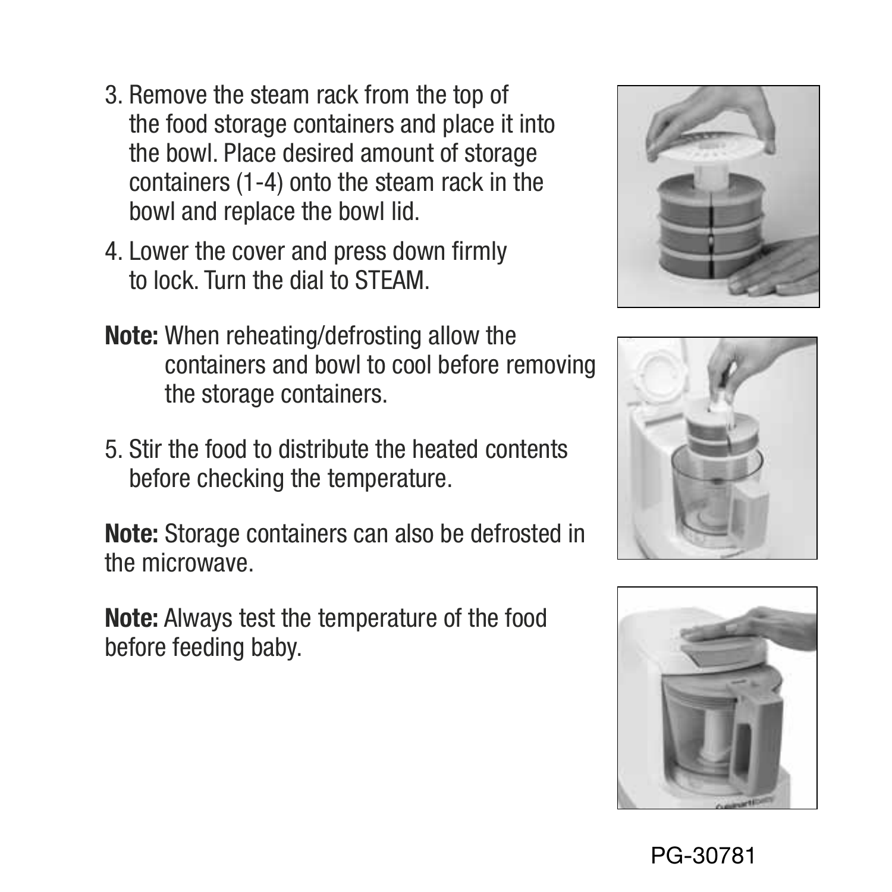3. Remove the steam rack from the top of the food storage containers and place it into the bowl. Place desired amount of storage containers (1-4) onto the steam rack in the bowl and replace the bowl lid.

4. Lower the cover and press down firmly to lock. Turn the dial to STEAM.

**Note:** When reheating/defrosting allow the containers and bowl to cool before removing the storage containers.

5. Stir the food to distribute the heated contents before checking the temperature.

**Note:** Storage containers can also be defrosted in the microwave.

**Note:** Always test the temperature of the food before feeding baby.

PG-30781